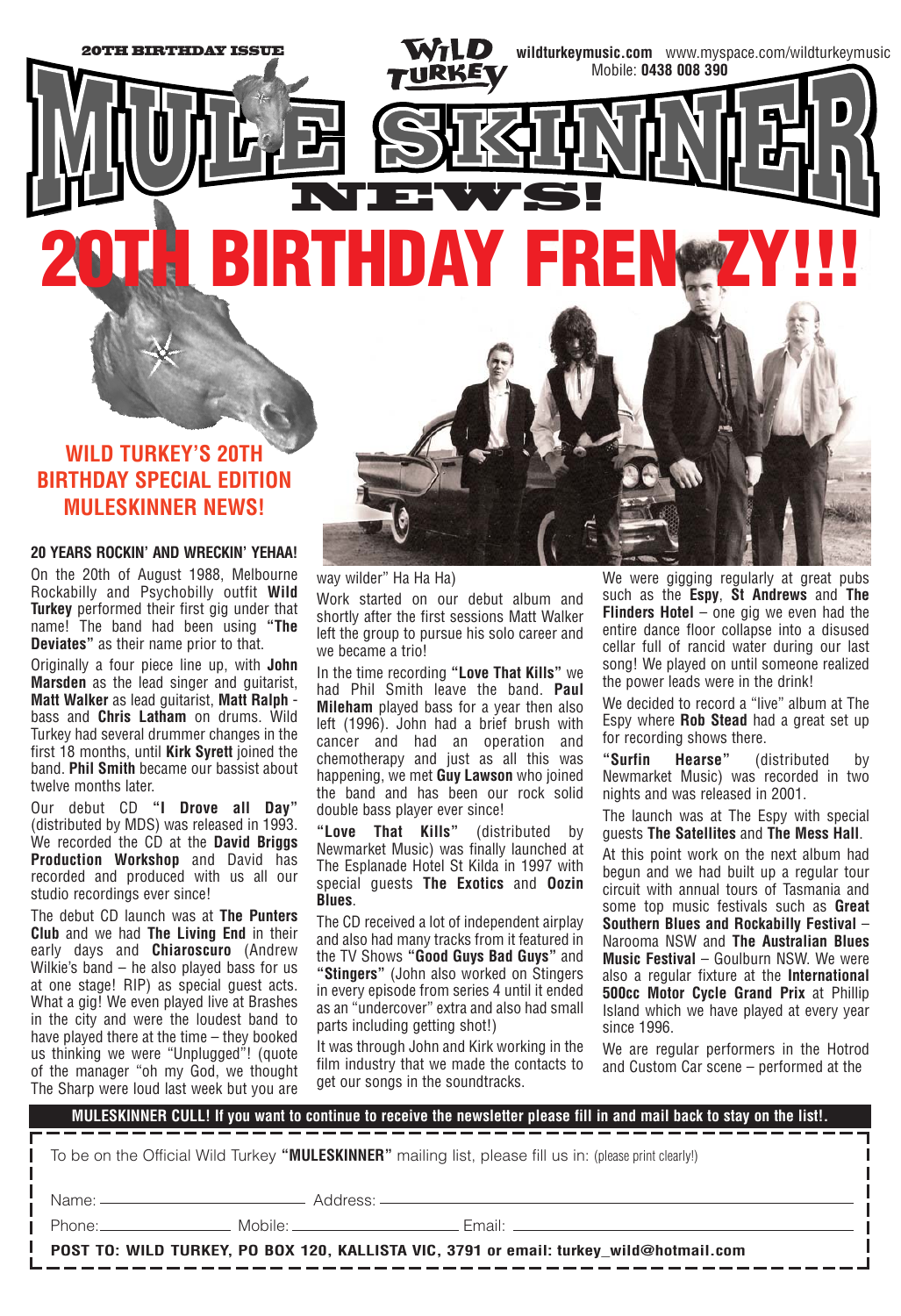20TH BIRTHDAY ISSUE

WILD TURKEY

wildturkeymusic.com www.myspace.com/wildturkeymusic
Mobile: **0438 008 390**

# MULE SKINNER NEWS!

# 20TH BIRTHDAY FRENZY!!!

## WILD TURKEY'S 20TH BIRTHDAY SPECIAL EDITION MULESKINNER NEWS!

### 20 YEARS ROCKIN' AND WRECKIN' YEHAA!

On the 20th of August 1988, Melbourne Rockabilly and Psychobilly outfit **Wild Turkey** performed their first gig under that name! The band had been using **"The Deviates"** as their name prior to that.

Originally a four piece line up, with **John Marsden** as the lead singer and guitarist, **Matt Walker** as lead guitarist, **Matt Ralph** - bass and **Chris Latham** on drums. Wild Turkey had several drummer changes in the first 18 months, until **Kirk Syrett** joined the band. **Phil Smith** became our bassist about twelve months later.

Our debut CD **"I Drove all Day"** (distributed by MDS) was released in 1993. We recorded the CD at the **David Briggs Production Workshop** and David has recorded and produced with us all our studio recordings ever since!

The debut CD launch was at **The Punters Club** and we had **The Living End** in their early days and **Chiaroscuro** (Andrew Wilkie's band – he also played bass for us at one stage! RIP) as special guest acts. What a gig! We even played live at Brashes in the city and were the loudest band to have played there at the time – they booked us thinking we were "Unplugged"! (quote of the manager "oh my God, we thought The Sharp were loud last week but you are way wilder" Ha Ha Ha)

Work started on our debut album and shortly after the first sessions Matt Walker left the group to pursue his solo career and we became a trio!

In the time recording **"Love That Kills"** we had Phil Smith leave the band. **Paul Mileham** played bass for a year then also left (1996). John had a brief brush with cancer and had an operation and chemotherapy and just as all this was happening, we met **Guy Lawson** who joined the band and has been our rock solid double bass player ever since!

**"Love That Kills"** (distributed by Newmarket Music) was finally launched at The Esplanade Hotel St Kilda in 1997 with special guests **The Exotics** and **Oozin Blues**.

The CD received a lot of independent airplay and also had many tracks from it featured in the TV Shows **"Good Guys Bad Guys"** and **"Stingers"** (John also worked on Stingers in every episode from series 4 until it ended as an "undercover" extra and also had small parts including getting shot!)

It was through John and Kirk working in the film industry that we made the contacts to get our songs in the soundtracks.

We were gigging regularly at great pubs such as the **Espy**, **St Andrews** and **The Flinders Hotel** – one gig we even had the entire dance floor collapse into a disused cellar full of rancid water during our last song! We played on until someone realized the power leads were in the drink!

We decided to record a "live" album at The Espy where **Rob Stead** had a great set up for recording shows there.

**"Surfin Hearse"** (distributed by Newmarket Music) was recorded in two nights and was released in 2001.

The launch was at The Espy with special guests **The Satellites** and **The Mess Hall**.

At this point work on the next album had begun and we had built up a regular tour circuit with annual tours of Tasmania and some top music festivals such as **Great Southern Blues and Rockabilly Festival** – Narooma NSW and **The Australian Blues Music Festival** – Goulburn NSW. We were also a regular fixture at the **International 500cc Motor Cycle Grand Prix** at Phillip Island which we have played at every year since 1996.

We are regular performers in the Hotrod and Custom Car scene – performed at the

---

**MULESKINNER CULL! If you want to continue to receive the newsletter please fill in and mail back to stay on the list!.**

To be on the Official Wild Turkey **"MULESKINNER"** mailing list, please fill us in: (please print clearly!)

Name: ______________ Address: ______________

Phone: ______________ Mobile: ______________ Email: ______________

**POST TO: WILD TURKEY, PO BOX 120, KALLISTA VIC, 3791 or email: turkey_wild@hotmail.com**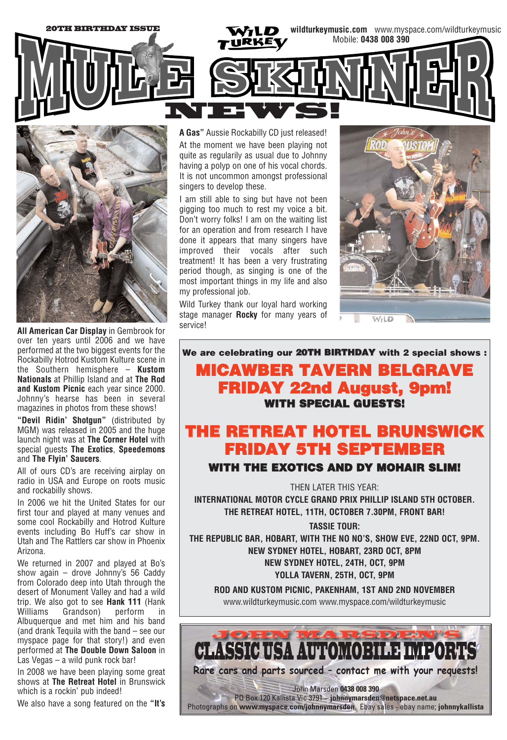20TH BIRTHDAY ISSUE

WILD TURKEY

**wildturkeymusic.com** www.myspace.com/wildturkeymusic
Mobile: **0438 008 390**

# MULE SKINNER NEWS!

**All American Car Display** in Gembrook for over ten years until 2006 and we have performed at the two biggest events for the Rockabilly Hotrod Kustom Kulture scene in the Southern hemisphere – **Kustom Nationals** at Phillip Island and at **The Rod and Kustom Picnic** each year since 2000. Johnny's hearse has been in several magazines in photos from these shows!

**"Devil Ridin' Shotgun"** (distributed by MGM) was released in 2005 and the huge launch night was at **The Corner Hotel** with special guests **The Exotics**, **Speedemons** and **The Flyin' Saucers**.

All of ours CD's are receiving airplay on radio in USA and Europe on roots music and rockabilly shows.

In 2006 we hit the United States for our first tour and played at many venues and some cool Rockabilly and Hotrod Kulture events including Bo Huff's car show in Utah and The Rattlers car show in Phoenix Arizona.

We returned in 2007 and played at Bo's show again – drove Johnny's 56 Caddy from Colorado deep into Utah through the desert of Monument Valley and had a wild trip. We also got to see **Hank 111** (Hank Williams Grandson) perform in Albuquerque and met him and his band (and drank Tequila with the band – see our myspace page for that story!) and even performed at **The Double Down Saloon** in Las Vegas – a wild punk rock bar!

In 2008 we have been playing some great shows at **The Retreat Hotel** in Brunswick which is a rockin' pub indeed!

We also have a song featured on the **"It's A Gas"** Aussie Rockabilly CD just released!

At the moment we have been playing not quite as regularly as usual due to Johnny having a polyp on one of his vocal chords. It is not uncommon amongst professional singers to develop these.

I am still able to sing but have not been gigging too much to rest my voice a bit. Don't worry folks! I am on the waiting list for an operation and from research I have done it appears that many singers have improved their vocals after such treatment! It has been a very frustrating period though, as singing is one of the most important things in my life and also my professional job.

Wild Turkey thank our loyal hard working stage manager **Rocky** for many years of service!

**We are celebrating our 20TH BIRTHDAY with 2 special shows :**

## MICAWBER TAVERN BELGRAVE
## FRIDAY 22nd August, 9pm!
### WITH SPECIAL GUESTS!

## THE RETREAT HOTEL BRUNSWICK
## FRIDAY 5TH SEPTEMBER
### WITH THE EXOTICS AND DY MOHAIR SLIM!

THEN LATER THIS YEAR:

**INTERNATIONAL MOTOR CYCLE GRAND PRIX PHILLIP ISLAND 5TH OCTOBER.**

**THE RETREAT HOTEL, 11TH, OCTOBER 7.30PM, FRONT BAR!**

**TASSIE TOUR:**

**THE REPUBLIC BAR, HOBART, WITH THE NO NO'S, SHOW EVE, 22ND OCT, 9PM.**

**NEW SYDNEY HOTEL, HOBART, 23RD OCT, 8PM**

**NEW SYDNEY HOTEL, 24TH, OCT, 9PM**

**YOLLA TAVERN, 25TH, OCT, 9PM**

**ROD AND KUSTOM PICNIC, PAKENHAM, 1ST AND 2ND NOVEMBER**

www.wildturkeymusic.com www.myspace.com/wildturkeymusic

## JOHN MARSDEN'S
## CLASSIC USA AUTOMOBILE IMPORTS

**Rare cars and parts sourced – contact me with your requests!**

John Marsden **0438 008 390**
PO Box 120 Kallista Vic 3791 – **johnnymarsden@netspace.net.au**
Photographs on **www.myspace.com/johnnymarsden**. Ebay sales - ebay name; **johnnykallista**